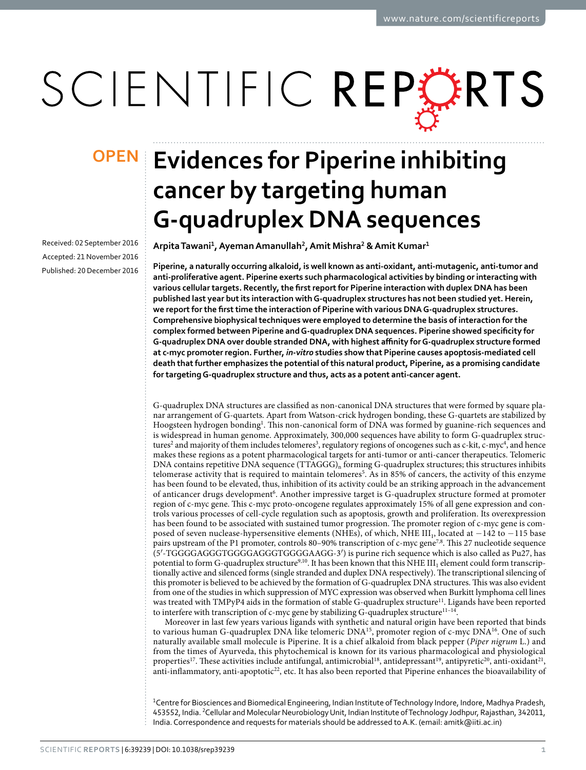**OPEN**

# Evidences for Piperine inhibiting cancer by targeting human G-quadruplex DNA sequences

Received: 02 September 2016
Accepted: 21 November 2016
Published: 20 December 2016

**Arpita Tawani[1], Ayeman Amanullah[2], Amit Mishra[2] & Amit Kumar[1]**

**Piperine, a naturally occurring alkaloid, is well known as anti-oxidant, anti-mutagenic, anti-tumor and anti-proliferative agent. Piperine exerts such pharmacological activities by binding or interacting with various cellular targets. Recently, the first report for Piperine interaction with duplex DNA has been published last year but its interaction with G-quadruplex structures has not been studied yet. Herein, we report for the first time the interaction of Piperine with various DNA G-quadruplex structures. Comprehensive biophysical techniques were employed to determine the basis of interaction for the complex formed between Piperine and G-quadruplex DNA sequences. Piperine showed specificity for G-quadruplex DNA over double stranded DNA, with highest affinity for G-quadruplex structure formed at c-myc promoter region. Further, *in-vitro* studies show that Piperine causes apoptosis-mediated cell death that further emphasizes the potential of this natural product, Piperine, as a promising candidate for targeting G-quadruplex structure and thus, acts as a potent anti-cancer agent.**

G-quadruplex DNA structures are classified as non-canonical DNA structures that were formed by square planar arrangement of G-quartets. Apart from Watson-crick hydrogen bonding, these G-quartets are stabilized by Hoogsteen hydrogen bonding[1]. This non-canonical form of DNA was formed by guanine-rich sequences and is widespread in human genome. Approximately, 300,000 sequences have ability to form G-quadruplex structures[2] and majority of them includes telomeres[3], regulatory regions of oncogenes such as c-kit, c-myc[4], and hence makes these regions as a potent pharmacological targets for anti-tumor or anti-cancer therapeutics. Telomeric DNA contains repetitive DNA sequence $(TTAGGG)_n$ forming G-quadruplex structures; this structures inhibits telomerase activity that is required to maintain telomeres[5]. As in 85% of cancers, the activity of this enzyme has been found to be elevated, thus, inhibition of its activity could be an striking approach in the advancement of anticancer drugs development[6]. Another impressive target is G-quadruplex structure formed at promoter region of c-myc gene. This c-myc proto-oncogene regulates approximately 15% of all gene expression and controls various processes of cell-cycle regulation such as apoptosis, growth and proliferation. Its overexpression has been found to be associated with sustained tumor progression. The promoter region of c-myc gene is composed of seven nuclease-hypersensitive elements (NHEs), of which, NHE $III_1$, located at −142 to −115 base pairs upstream of the P1 promoter, controls 80–90% transcription of c-myc gene[7,8]. This 27 nucleotide sequence (5′-TGGGGAGGGTGGGGAGGGTGGGGAAGG-3′) is purine rich sequence which is also called as Pu27, has potential to form G-quadruplex structure[9,10]. It has been known that this NHE $III_1$ element could form transcriptionally active and silenced forms (single stranded and duplex DNA respectively). The transcriptional silencing of this promoter is believed to be achieved by the formation of G-quadruplex DNA structures. This was also evident from one of the studies in which suppression of MYC expression was observed when Burkitt lymphoma cell lines was treated with TMPyP4 aids in the formation of stable G-quadruplex structure[11]. Ligands have been reported to interfere with transcription of c-myc gene by stabilizing G-quadruplex structure[11–14].

Moreover in last few years various ligands with synthetic and natural origin have been reported that binds to various human G-quadruplex DNA like telomeric DNA[15], promoter region of c-myc DNA[16]. One of such naturally available small molecule is Piperine. It is a chief alkaloid from black pepper (*Piper nigrum* L.) and from the times of Ayurveda, this phytochemical is known for its various pharmacological and physiological properties[17]. These activities include antifungal, antimicrobial[18], antidepressant[19], antipyretic[20], anti-oxidant[21], anti-inflammatory, anti-apoptotic[22], etc. It has also been reported that Piperine enhances the bioavailability of

[1]Centre for Biosciences and Biomedical Engineering, Indian Institute of Technology Indore, Indore, Madhya Pradesh, 453552, India. [2]Cellular and Molecular Neurobiology Unit, Indian Institute of Technology Jodhpur, Rajasthan, 342011, India. Correspondence and requests for materials should be addressed to A.K. (email: amitk@iiti.ac.in)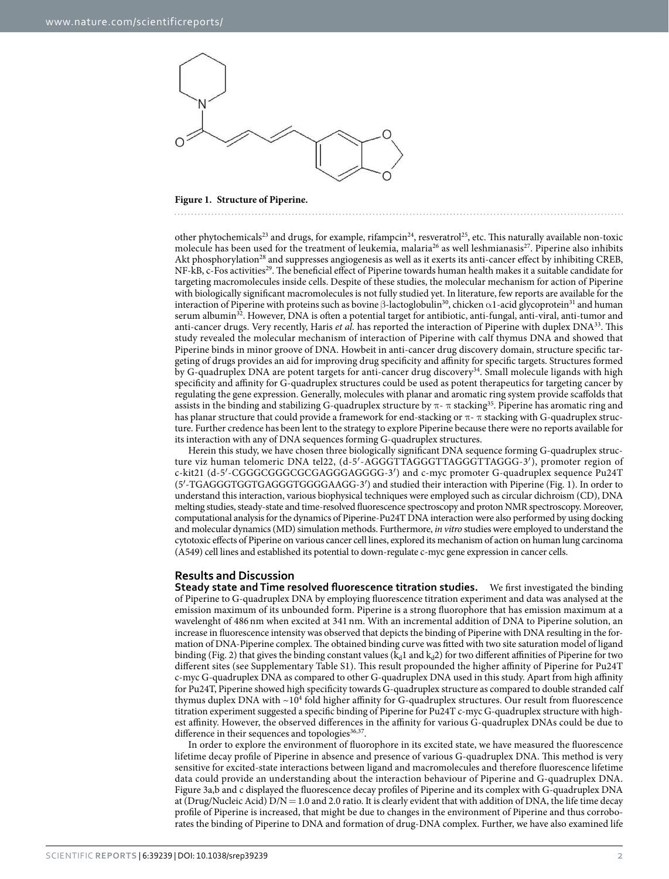**Figure 1. Structure of Piperine.**

other phytochemicals[23] and drugs, for example, rifampcin[24], resveratrol[25], etc. This naturally available non-toxic molecule has been used for the treatment of leukemia, malaria[26] as well leshmianasis[27]. Piperine also inhibits Akt phosphorylation[28] and suppresses angiogenesis as well as it exerts its anti-cancer effect by inhibiting CREB, NF-kB, c-Fos activities[29]. The beneficial effect of Piperine towards human health makes it a suitable candidate for targeting macromolecules inside cells. Despite of these studies, the molecular mechanism for action of Piperine with biologically significant macromolecules is not fully studied yet. In literature, few reports are available for the interaction of Piperine with proteins such as bovine β-lactoglobulin[30], chicken α1-acid glycoprotein[31] and human serum albumin[32]. However, DNA is often a potential target for antibiotic, anti-fungal, anti-viral, anti-tumor and anti-cancer drugs. Very recently, Haris *et al.* has reported the interaction of Piperine with duplex DNA[33]. This study revealed the molecular mechanism of interaction of Piperine with calf thymus DNA and showed that Piperine binds in minor groove of DNA. Howbeit in anti-cancer drug discovery domain, structure specific targeting of drugs provides an aid for improving drug specificity and affinity for specific targets. Structures formed by G-quadruplex DNA are potent targets for anti-cancer drug discovery[34]. Small molecule ligands with high specificity and affinity for G-quadruplex structures could be used as potent therapeutics for targeting cancer by regulating the gene expression. Generally, molecules with planar and aromatic ring system provide scaffolds that assists in the binding and stabilizing G-quadruplex structure by π- π stacking[35]. Piperine has aromatic ring and has planar structure that could provide a framework for end-stacking or π- π stacking with G-quadruplex structure. Further credence has been lent to the strategy to explore Piperine because there were no reports available for its interaction with any of DNA sequences forming G-quadruplex structures.

Herein this study, we have chosen three biologically significant DNA sequence forming G-quadruplex structure viz human telomeric DNA tel22, (d-5′-AGGGTTAGGGTTAGGGTTAGGG-3′), promoter region of c-kit21 (d-5′-CGGGCGGGCGCGAGGGAGGGG-3′) and c-myc promoter G-quadruplex sequence Pu24T (5′-TGAGGGTGGTGAGGGTGGGGAAGG-3′) and studied their interaction with Piperine (Fig. 1). In order to understand this interaction, various biophysical techniques were employed such as circular dichroism (CD), DNA melting studies, steady-state and time-resolved fluorescence spectroscopy and proton NMR spectroscopy. Moreover, computational analysis for the dynamics of Piperine-Pu24T DNA interaction were also performed by using docking and molecular dynamics (MD) simulation methods. Furthermore, *in vitro* studies were employed to understand the cytotoxic effects of Piperine on various cancer cell lines, explored its mechanism of action on human lung carcinoma (A549) cell lines and established its potential to down-regulate c-myc gene expression in cancer cells.

## Results and Discussion

**Steady state and Time resolved fluorescence titration studies.** We first investigated the binding of Piperine to G-quadruplex DNA by employing fluorescence titration experiment and data was analysed at the emission maximum of its unbounded form. Piperine is a strong fluorophore that has emission maximum at a wavelenght of 486 nm when excited at 341 nm. With an incremental addition of DNA to Piperine solution, an increase in fluorescence intensity was observed that depicts the binding of Piperine with DNA resulting in the formation of DNA-Piperine complex. The obtained binding curve was fitted with two site saturation model of ligand binding (Fig. 2) that gives the binding constant values ($k_d1$ and $k_d2$) for two different affinities of Piperine for two different sites (see Supplementary Table S1). This result propounded the higher affinity of Piperine for Pu24T c-myc G-quadruplex DNA as compared to other G-quadruplex DNA used in this study. Apart from high affinity for Pu24T, Piperine showed high specificity towards G-quadruplex structure as compared to double stranded calf thymus duplex DNA with ~$10^4$ fold higher affinity for G-quadruplex structures. Our result from fluorescence titration experiment suggested a specific binding of Piperine for Pu24T c-myc G-quadruplex structure with highest affinity. However, the observed differences in the affinity for various G-quadruplex DNAs could be due to difference in their sequences and topologies[36,37].

In order to explore the environment of fluorophore in its excited state, we have measured the fluorescence lifetime decay profile of Piperine in absence and presence of various G-quadruplex DNA. This method is very sensitive for excited-state interactions between ligand and macromolecules and therefore fluorescence lifetime data could provide an understanding about the interaction behaviour of Piperine and G-quadruplex DNA. Figure 3a,b and c displayed the fluorescence decay profiles of Piperine and its complex with G-quadruplex DNA at (Drug/Nucleic Acid) D/N = 1.0 and 2.0 ratio. It is clearly evident that with addition of DNA, the life time decay profile of Piperine is increased, that might be due to changes in the environment of Piperine and thus corroborates the binding of Piperine to DNA and formation of drug-DNA complex. Further, we have also examined life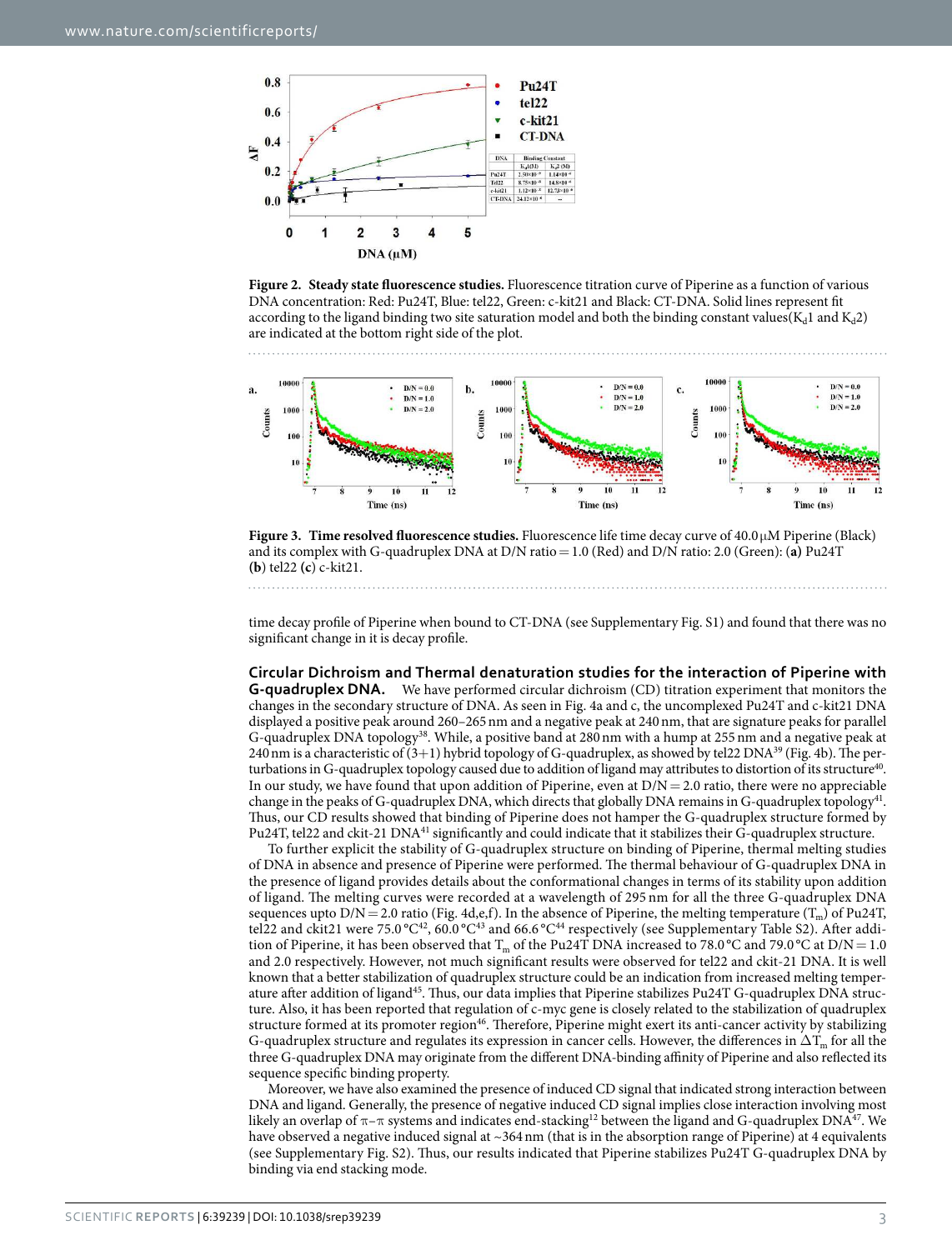**Figure 2. Steady state fluorescence studies.** Fluorescence titration curve of Piperine as a function of various DNA concentration: Red: Pu24T, Blue: tel22, Green: c-kit21 and Black: CT-DNA. Solid lines represent fit according to the ligand binding two site saturation model and both the binding constant values($K_d1$ and $K_d2$) are indicated at the bottom right side of the plot.

**Figure 3. Time resolved fluorescence studies.** Fluorescence life time decay curve of 40.0 μM Piperine (Black) and its complex with G-quadruplex DNA at D/N ratio = 1.0 (Red) and D/N ratio: 2.0 (Green): (**a**) Pu24T (**b**) tel22 (**c**) c-kit21.

time decay profile of Piperine when bound to CT-DNA (see Supplementary Fig. S1) and found that there was no significant change in it is decay profile.

**Circular Dichroism and Thermal denaturation studies for the interaction of Piperine with G-quadruplex DNA.** We have performed circular dichroism (CD) titration experiment that monitors the changes in the secondary structure of DNA. As seen in Fig. 4a and c, the uncomplexed Pu24T and c-kit21 DNA displayed a positive peak around 260–265 nm and a negative peak at 240 nm, that are signature peaks for parallel G-quadruplex DNA topology[38]. While, a positive band at 280 nm with a hump at 255 nm and a negative peak at 240 nm is a characteristic of (3+1) hybrid topology of G-quadruplex, as showed by tel22 DNA[39] (Fig. 4b). The perturbations in G-quadruplex topology caused due to addition of ligand may attributes to distortion of its structure[40]. In our study, we have found that upon addition of Piperine, even at D/N = 2.0 ratio, there were no appreciable change in the peaks of G-quadruplex DNA, which directs that globally DNA remains in G-quadruplex topology[41]. Thus, our CD results showed that binding of Piperine does not hamper the G-quadruplex structure formed by Pu24T, tel22 and ckit-21 DNA[41] significantly and could indicate that it stabilizes their G-quadruplex structure.

To further explicit the stability of G-quadruplex structure on binding of Piperine, thermal melting studies of DNA in absence and presence of Piperine were performed. The thermal behaviour of G-quadruplex DNA in the presence of ligand provides details about the conformational changes in terms of its stability upon addition of ligand. The melting curves were recorded at a wavelength of 295 nm for all the three G-quadruplex DNA sequences upto D/N = 2.0 ratio (Fig. 4d,e,f). In the absence of Piperine, the melting temperature ($T_m$) of Pu24T, tel22 and ckit21 were 75.0 °C[42], 60.0 °C[43] and 66.6 °C[44] respectively (see Supplementary Table S2). After addition of Piperine, it has been observed that $T_m$ of the Pu24T DNA increased to 78.0 °C and 79.0 °C at D/N = 1.0 and 2.0 respectively. However, not much significant results were observed for tel22 and ckit-21 DNA. It is well known that a better stabilization of quadruplex structure could be an indication from increased melting temperature after addition of ligand[45]. Thus, our data implies that Piperine stabilizes Pu24T G-quadruplex DNA structure. Also, it has been reported that regulation of c-myc gene is closely related to the stabilization of quadruplex structure formed at its promoter region[46]. Therefore, Piperine might exert its anti-cancer activity by stabilizing G-quadruplex structure and regulates its expression in cancer cells. However, the differences in $\Delta T_m$ for all the three G-quadruplex DNA may originate from the different DNA-binding affinity of Piperine and also reflected its sequence specific binding property.

Moreover, we have also examined the presence of induced CD signal that indicated strong interaction between DNA and ligand. Generally, the presence of negative induced CD signal implies close interaction involving most likely an overlap of π–π systems and indicates end-stacking[12] between the ligand and G-quadruplex DNA[47]. We have observed a negative induced signal at ~364 nm (that is in the absorption range of Piperine) at 4 equivalents (see Supplementary Fig. S2). Thus, our results indicated that Piperine stabilizes Pu24T G-quadruplex DNA by binding via end stacking mode.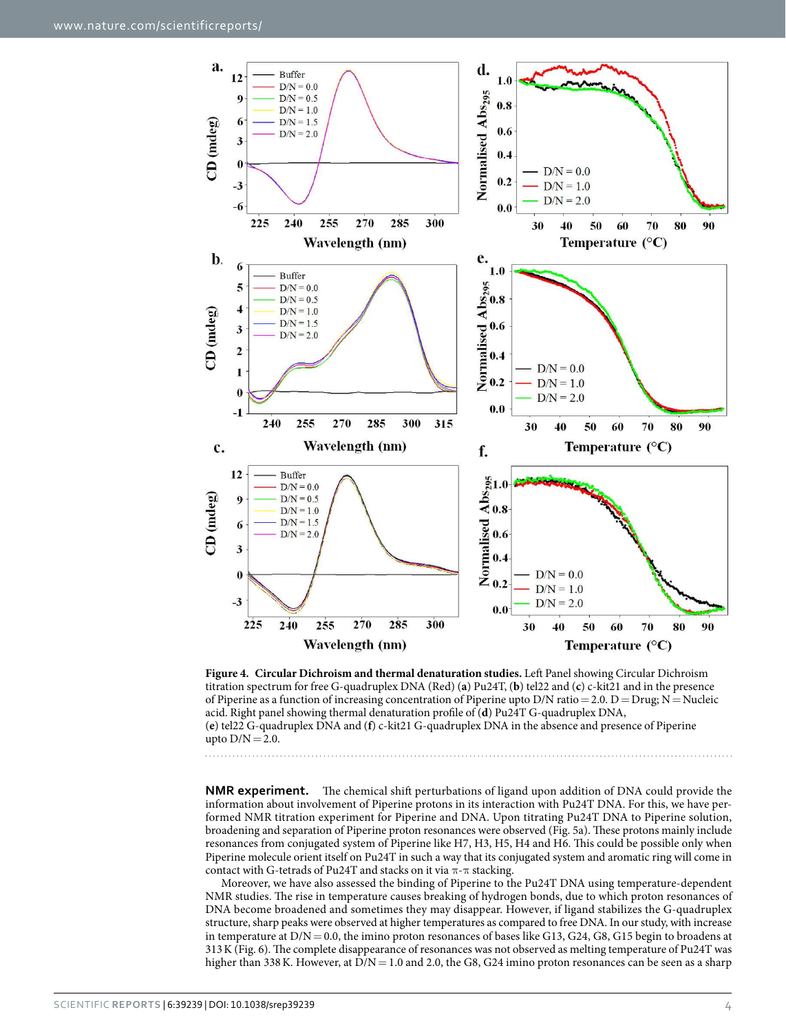**Figure 4. Circular Dichroism and thermal denaturation studies.** Left Panel showing Circular Dichroism titration spectrum for free G-quadruplex DNA (Red) (**a**) Pu24T, (**b**) tel22 and (**c**) c-kit21 and in the presence of Piperine as a function of increasing concentration of Piperine upto D/N ratio = 2.0. D = Drug; N = Nucleic acid. Right panel showing thermal denaturation profile of (**d**) Pu24T G-quadruplex DNA, (**e**) tel22 G-quadruplex DNA and (**f**) c-kit21 G-quadruplex DNA in the absence and presence of Piperine upto D/N = 2.0.

**NMR experiment.** The chemical shift perturbations of ligand upon addition of DNA could provide the information about involvement of Piperine protons in its interaction with Pu24T DNA. For this, we have performed NMR titration experiment for Piperine and DNA. Upon titrating Pu24T DNA to Piperine solution, broadening and separation of Piperine proton resonances were observed (Fig. 5a). These protons mainly include resonances from conjugated system of Piperine like H7, H3, H5, H4 and H6. This could be possible only when Piperine molecule orient itself on Pu24T in such a way that its conjugated system and aromatic ring will come in contact with G-tetrads of Pu24T and stacks on it via π-π stacking.

Moreover, we have also assessed the binding of Piperine to the Pu24T DNA using temperature-dependent NMR studies. The rise in temperature causes breaking of hydrogen bonds, due to which proton resonances of DNA become broadened and sometimes they may disappear. However, if ligand stabilizes the G-quadruplex structure, sharp peaks were observed at higher temperatures as compared to free DNA. In our study, with increase in temperature at D/N = 0.0, the imino proton resonances of bases like G13, G24, G8, G15 begin to broadens at 313 K (Fig. 6). The complete disappearance of resonances was not observed as melting temperature of Pu24T was higher than 338 K. However, at D/N = 1.0 and 2.0, the G8, G24 imino proton resonances can be seen as a sharp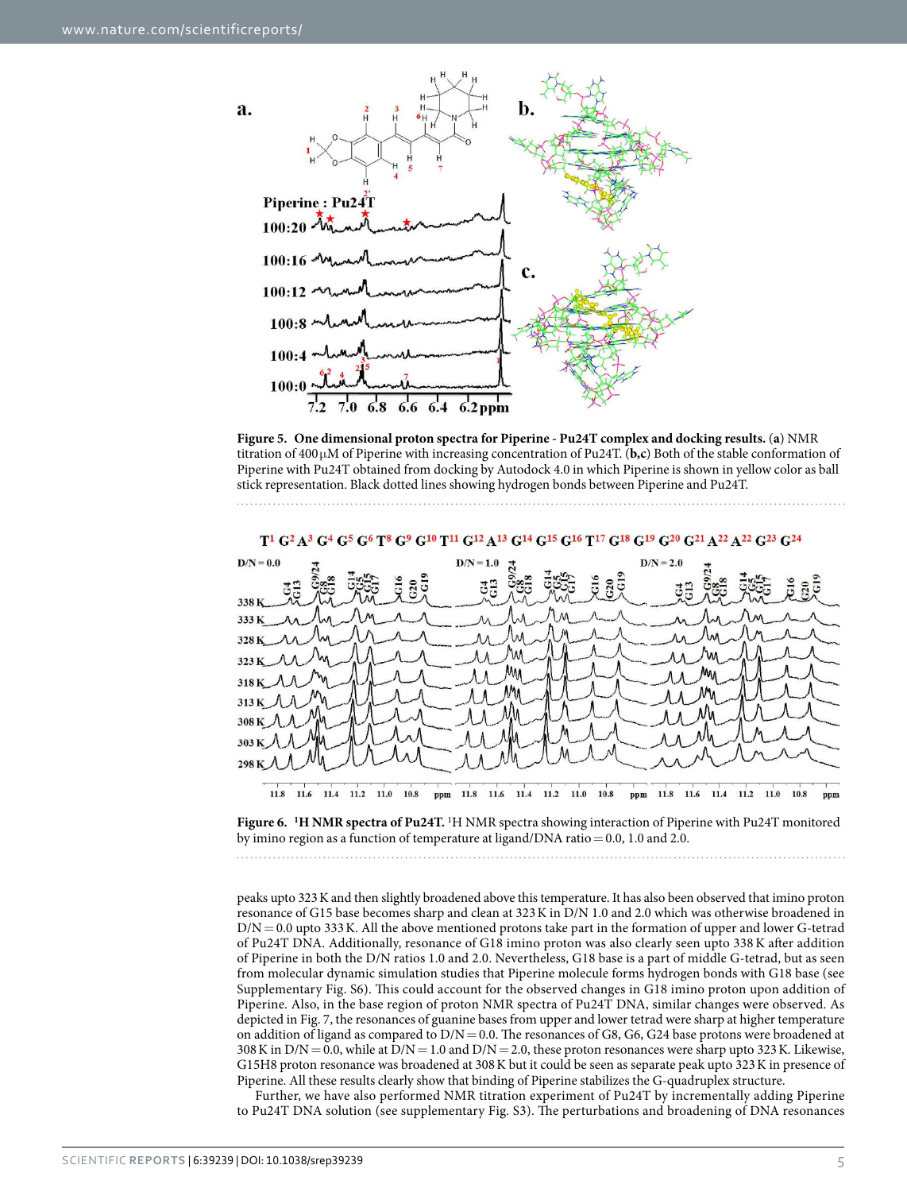**Figure 5. One dimensional proton spectra for Piperine - Pu24T complex and docking results.** (**a**) NMR titration of 400 μM of Piperine with increasing concentration of Pu24T. (**b**,**c**) Both of the stable conformation of Piperine with Pu24T obtained from docking by Autodock 4.0 in which Piperine is shown in yellow color as ball stick representation. Black dotted lines showing hydrogen bonds between Piperine and Pu24T.

**Figure 6.** **$^{1}$H NMR spectra of Pu24T.** $^{1}$H NMR spectra showing interaction of Piperine with Pu24T monitored by imino region as a function of temperature at ligand/DNA ratio = 0.0, 1.0 and 2.0.

peaks upto 323 K and then slightly broadened above this temperature. It has also been observed that imino proton resonance of G15 base becomes sharp and clean at 323 K in D/N 1.0 and 2.0 which was otherwise broadened in D/N = 0.0 upto 333 K. All the above mentioned protons take part in the formation of upper and lower G-tetrad of Pu24T DNA. Additionally, resonance of G18 imino proton was also clearly seen upto 338 K after addition of Piperine in both the D/N ratios 1.0 and 2.0. Nevertheless, G18 base is a part of middle G-tetrad, but as seen from molecular dynamic simulation studies that Piperine molecule forms hydrogen bonds with G18 base (see Supplementary Fig. S6). This could account for the observed changes in G18 imino proton upon addition of Piperine. Also, in the base region of proton NMR spectra of Pu24T DNA, similar changes were observed. As depicted in Fig. 7, the resonances of guanine bases from upper and lower tetrad were sharp at higher temperature on addition of ligand as compared to D/N = 0.0. The resonances of G8, G6, G24 base protons were broadened at 308 K in D/N = 0.0, while at D/N = 1.0 and D/N = 2.0, these proton resonances were sharp upto 323 K. Likewise, G15H8 proton resonance was broadened at 308 K but it could be seen as separate peak upto 323 K in presence of Piperine. All these results clearly show that binding of Piperine stabilizes the G-quadruplex structure.

Further, we have also performed NMR titration experiment of Pu24T by incrementally adding Piperine to Pu24T DNA solution (see supplementary Fig. S3). The perturbations and broadening of DNA resonances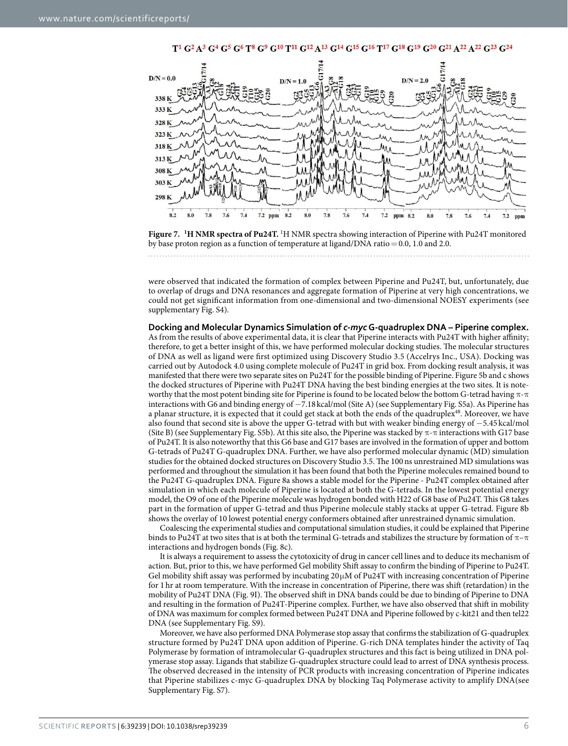**Figure 7.** **[1]H NMR spectra of Pu24T.** [1]H NMR spectra showing interaction of Piperine with Pu24T monitored by base proton region as a function of temperature at ligand/DNA ratio = 0.0, 1.0 and 2.0.

were observed that indicated the formation of complex between Piperine and Pu24T, but, unfortunately, due to overlap of drugs and DNA resonances and aggregate formation of Piperine at very high concentrations, we could not get significant information from one-dimensional and two-dimensional NOESY experiments (see supplementary Fig. S4).

**Docking and Molecular Dynamics Simulation of *c-myc* G-quadruplex DNA – Piperine complex.** As from the results of above experimental data, it is clear that Piperine interacts with Pu24T with higher affinity; therefore, to get a better insight of this, we have performed molecular docking studies. The molecular structures of DNA as well as ligand were first optimized using Discovery Studio 3.5 (Accelrys Inc., USA). Docking was carried out by Autodock 4.0 using complete molecule of Pu24T in grid box. From docking result analysis, it was manifested that there were two separate sites on Pu24T for the possible binding of Piperine. Figure 5b and c shows the docked structures of Piperine with Pu24T DNA having the best binding energies at the two sites. It is noteworthy that the most potent binding site for Piperine is found to be located below the bottom G-tetrad having π-π interactions with G6 and binding energy of −7.18 kcal/mol (Site A) (see Supplementary Fig. S5a). As Piperine has a planar structure, it is expected that it could get stack at both the ends of the quadruplex[48]. Moreover, we have also found that second site is above the upper G-tetrad with but with weaker binding energy of −5.45 kcal/mol (Site B) (see Supplementary Fig. S5b). At this site also, the Piperine was stacked by π-π interactions with G17 base of Pu24T. It is also noteworthy that this G6 base and G17 bases are involved in the formation of upper and bottom G-tetrads of Pu24T G-quadruplex DNA. Further, we have also performed molecular dynamic (MD) simulation studies for the obtained docked structures on Discovery Studio 3.5. The 100 ns unrestrained MD simulations was performed and throughout the simulation it has been found that both the Piperine molecules remained bound to the Pu24T G-quadruplex DNA. Figure 8a shows a stable model for the Piperine - Pu24T complex obtained after simulation in which each molecule of Piperine is located at both the G-tetrads. In the lowest potential energy model, the O9 of one of the Piperine molecule was hydrogen bonded with H22 of G8 base of Pu24T. This G8 takes part in the formation of upper G-tetrad and thus Piperine molecule stably stacks at upper G-tetrad. Figure 8b shows the overlay of 10 lowest potential energy conformers obtained after unrestrained dynamic simulation.

Coalescing the experimental studies and computational simulation studies, it could be explained that Piperine binds to Pu24T at two sites that is at both the terminal G-tetrads and stabilizes the structure by formation of π–π interactions and hydrogen bonds (Fig. 8c).

It is always a requirement to assess the cytotoxicity of drug in cancer cell lines and to deduce its mechanism of action. But, prior to this, we have performed Gel mobility Shift assay to confirm the binding of Piperine to Pu24T. Gel mobility shift assay was performed by incubating 20 μM of Pu24T with increasing concentration of Piperine for 1 hr at room temperature. With the increase in concentration of Piperine, there was shift (retardation) in the mobility of Pu24T DNA (Fig. 9I). The observed shift in DNA bands could be due to binding of Piperine to DNA and resulting in the formation of Pu24T-Piperine complex. Further, we have also observed that shift in mobility of DNA was maximum for complex formed between Pu24T DNA and Piperine followed by c-kit21 and then tel22 DNA (see Supplementary Fig. S9).

Moreover, we have also performed DNA Polymerase stop assay that confirms the stabilization of G-quadruplex structure formed by Pu24T DNA upon addition of Piperine. G-rich DNA templates hinder the activity of Taq Polymerase by formation of intramolecular G-quadruplex structures and this fact is being utilized in DNA polymerase stop assay. Ligands that stabilize G-quadruplex structure could lead to arrest of DNA synthesis process. The observed decreased in the intensity of PCR products with increasing concentration of Piperine indicates that Piperine stabilizes c-myc G-quadruplex DNA by blocking Taq Polymerase activity to amplify DNA(see Supplementary Fig. S7).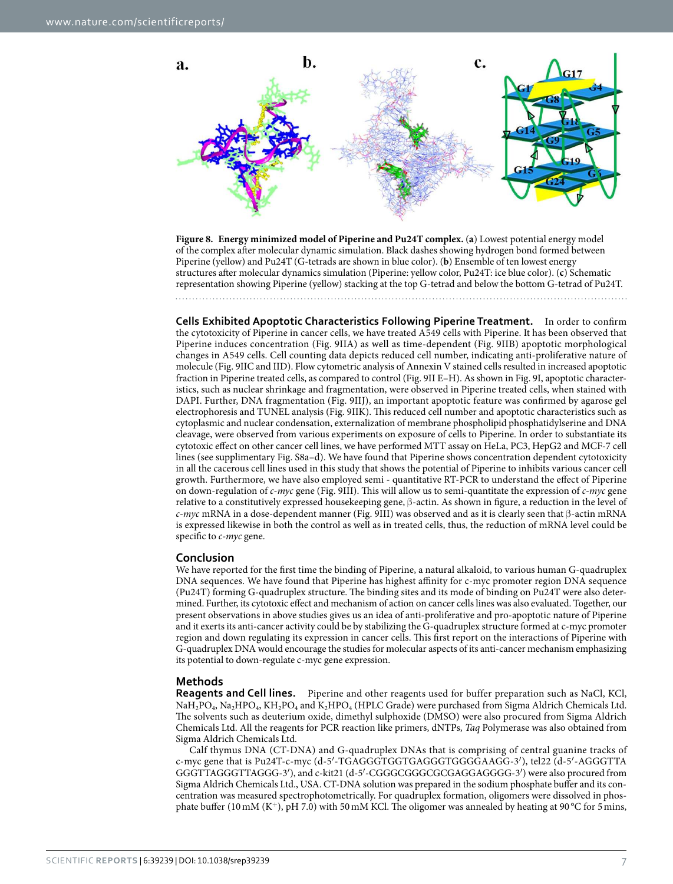**Figure 8. Energy minimized model of Piperine and Pu24T complex.** (**a**) Lowest potential energy model of the complex after molecular dynamic simulation. Black dashes showing hydrogen bond formed between Piperine (yellow) and Pu24T (G-tetrads are shown in blue color). (**b**) Ensemble of ten lowest energy structures after molecular dynamics simulation (Piperine: yellow color, Pu24T: ice blue color). (**c**) Schematic representation showing Piperine (yellow) stacking at the top G-tetrad and below the bottom G-tetrad of Pu24T.

**Cells Exhibited Apoptotic Characteristics Following Piperine Treatment.** In order to confirm the cytotoxicity of Piperine in cancer cells, we have treated A549 cells with Piperine. It has been observed that Piperine induces concentration (Fig. 9IIA) as well as time-dependent (Fig. 9IIB) apoptotic morphological changes in A549 cells. Cell counting data depicts reduced cell number, indicating anti-proliferative nature of molecule (Fig. 9IIC and IID). Flow cytometric analysis of Annexin V stained cells resulted in increased apoptotic fraction in Piperine treated cells, as compared to control (Fig. 9II E–H). As shown in Fig. 9I, apoptotic characteristics, such as nuclear shrinkage and fragmentation, were observed in Piperine treated cells, when stained with DAPI. Further, DNA fragmentation (Fig. 9IIJ), an important apoptotic feature was confirmed by agarose gel electrophoresis and TUNEL analysis (Fig. 9IIK). This reduced cell number and apoptotic characteristics such as cytoplasmic and nuclear condensation, externalization of membrane phospholipid phosphatidylserine and DNA cleavage, were observed from various experiments on exposure of cells to Piperine. In order to substantiate its cytotoxic effect on other cancer cell lines, we have performed MTT assay on HeLa, PC3, HepG2 and MCF-7 cell lines (see supplimentary Fig. S8a–d). We have found that Piperine shows concentration dependent cytotoxicity in all the cacerous cell lines used in this study that shows the potential of Piperine to inhibits various cancer cell growth. Furthermore, we have also employed semi - quantitative RT-PCR to understand the effect of Piperine on down-regulation of *c-myc* gene (Fig. 9III). This will allow us to semi-quantitate the expression of *c-myc* gene relative to a constitutively expressed housekeeping gene, β-actin. As shown in figure, a reduction in the level of *c-myc* mRNA in a dose-dependent manner (Fig. 9III) was observed and as it is clearly seen that β-actin mRNA is expressed likewise in both the control as well as in treated cells, thus, the reduction of mRNA level could be specific to *c-myc* gene.

## Conclusion

We have reported for the first time the binding of Piperine, a natural alkaloid, to various human G-quadruplex DNA sequences. We have found that Piperine has highest affinity for c-myc promoter region DNA sequence (Pu24T) forming G-quadruplex structure. The binding sites and its mode of binding on Pu24T were also determined. Further, its cytotoxic effect and mechanism of action on cancer cells lines was also evaluated. Together, our present observations in above studies gives us an idea of anti-proliferative and pro-apoptotic nature of Piperine and it exerts its anti-cancer activity could be by stabilizing the G-quadruplex structure formed at c-myc promoter region and down regulating its expression in cancer cells. This first report on the interactions of Piperine with G-quadruplex DNA would encourage the studies for molecular aspects of its anti-cancer mechanism emphasizing its potential to down-regulate c-myc gene expression.

## Methods

**Reagents and Cell lines.** Piperine and other reagents used for buffer preparation such as NaCl, KCl, $NaH_2PO_4$, $Na_2HPO_4$, $KH_2PO_4$ and $K_2HPO_4$ (HPLC Grade) were purchased from Sigma Aldrich Chemicals Ltd. The solvents such as deuterium oxide, dimethyl sulphoxide (DMSO) were also procured from Sigma Aldrich Chemicals Ltd. All the reagents for PCR reaction like primers, dNTPs, *Taq* Polymerase was also obtained from Sigma Aldrich Chemicals Ltd.

Calf thymus DNA (CT-DNA) and G-quadruplex DNAs that is comprising of central guanine tracks of c-myc gene that is Pu24T-c-myc (d-5′-TGAGGGTGGTGAGGGTGGGGAAGG-3′), tel22 (d-5′-AGGGTTA GGGTTAGGGTTAGGG-3′), and c-kit21 (d-5′-CGGGCGGGCGCGAGGAGGGG-3′) were also procured from Sigma Aldrich Chemicals Ltd., USA. CT-DNA solution was prepared in the sodium phosphate buffer and its concentration was measured spectrophotometrically. For quadruplex formation, oligomers were dissolved in phosphate buffer (10 mM ($K^+$), pH 7.0) with 50 mM KCl. The oligomer was annealed by heating at 90 °C for 5 mins,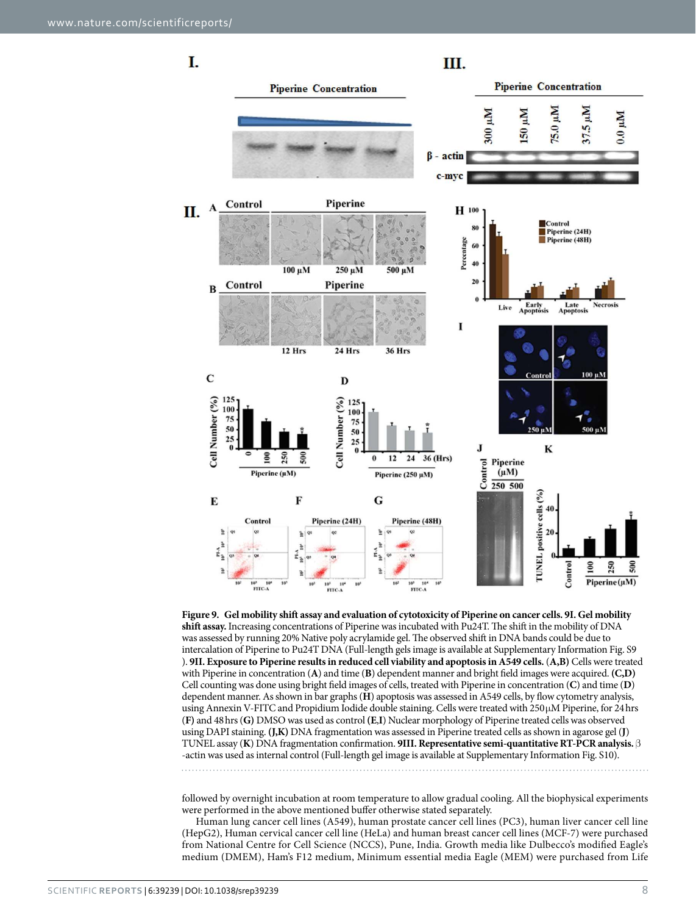**Figure 9. Gel mobility shift assay and evaluation of cytotoxicity of Piperine on cancer cells. 9I. Gel mobility shift assay.** Increasing concentrations of Piperine was incubated with Pu24T. The shift in the mobility of DNA was assessed by running 20% Native poly acrylamide gel. The observed shift in DNA bands could be due to intercalation of Piperine to Pu24T DNA (Full-length gels image is available at Supplementary Information Fig. S9). **9II. Exposure to Piperine results in reduced cell viability and apoptosis in A549 cells.** (**A,B**) Cells were treated with Piperine in concentration (**A**) and time (**B**) dependent manner and bright field images were acquired. (**C,D**) Cell counting was done using bright field images of cells, treated with Piperine in concentration (**C**) and time (**D**) dependent manner. As shown in bar graphs (**H**) apoptosis was assessed in A549 cells, by flow cytometry analysis, using Annexin V-FITC and Propidium Iodide double staining. Cells were treated with 250 µM Piperine, for 24 hrs (**F**) and 48 hrs (**G**) DMSO was used as control (**E**,**I**) Nuclear morphology of Piperine treated cells was observed using DAPI staining. (**J,K**) DNA fragmentation was assessed in Piperine treated cells as shown in agarose gel (**J**) TUNEL assay (**K**) DNA fragmentation confirmation. **9III. Representative semi-quantitative RT-PCR analysis.** β-actin was used as internal control (Full-length gel image is available at Supplementary Information Fig. S10).

followed by overnight incubation at room temperature to allow gradual cooling. All the biophysical experiments were performed in the above mentioned buffer otherwise stated separately.

Human lung cancer cell lines (A549), human prostate cancer cell lines (PC3), human liver cancer cell line (HepG2), Human cervical cancer cell line (HeLa) and human breast cancer cell lines (MCF-7) were purchased from National Centre for Cell Science (NCCS), Pune, India. Growth media like Dulbecco's modified Eagle's medium (DMEM), Ham's F12 medium, Minimum essential media Eagle (MEM) were purchased from Life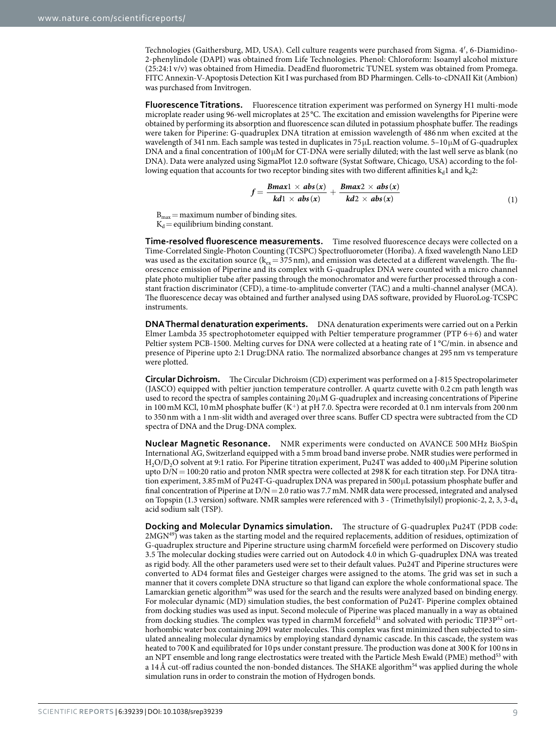Technologies (Gaithersburg, MD, USA). Cell culture reagents were purchased from Sigma. 4′, 6-Diamidino-2-phenylindole (DAPI) was obtained from Life Technologies. Phenol: Chloroform: Isoamyl alcohol mixture (25:24:1 v/v) was obtained from Himedia. DeadEnd fluorometric TUNEL system was obtained from Promega. FITC Annexin-V-Apoptosis Detection Kit I was purchased from BD Pharmingen. Cells-to-cDNAII Kit (Ambion) was purchased from Invitrogen.

**Fluorescence Titrations.** Fluorescence titration experiment was performed on Synergy H1 multi-mode microplate reader using 96-well microplates at 25 °C. The excitation and emission wavelengths for Piperine were obtained by performing its absorption and fluorescence scan diluted in potassium phosphate buffer. The readings were taken for Piperine: G-quadruplex DNA titration at emission wavelength of 486 nm when excited at the wavelength of 341 nm. Each sample was tested in duplicates in 75 μL reaction volume. 5–10 μM of G-quadruplex DNA and a final concentration of 100 μM for CT-DNA were serially diluted; with the last well serve as blank (no DNA). Data were analyzed using SigmaPlot 12.0 software (Systat Software, Chicago, USA) according to the following equation that accounts for two receptor binding sites with two different affinities $k_d1$ and $k_d2$:

$$f = \frac{\boldsymbol{Bmax}1 \times \boldsymbol{abs}(\boldsymbol{x})}{\boldsymbol{kd}1 \times \boldsymbol{abs}(\boldsymbol{x})} + \frac{\boldsymbol{Bmax}2 \times \boldsymbol{abs}(\boldsymbol{x})}{\boldsymbol{kd}2 \times \boldsymbol{abs}(\boldsymbol{x})} \tag{1}$$

$B_{max}$ = maximum number of binding sites.
$K_d$ = equilibrium binding constant.

**Time-resolved fluorescence measurements.** Time resolved fluorescence decays were collected on a Time-Correlated Single-Photon Counting (TCSPC) Spectrofluorometer (Horiba). A fixed wavelength Nano LED was used as the excitation source ($k_{ex}$ = 375 nm), and emission was detected at a different wavelength. The fluorescence emission of Piperine and its complex with G-quadruplex DNA were counted with a micro channel plate photo multiplier tube after passing through the monochromator and were further processed through a constant fraction discriminator (CFD), a time-to-amplitude converter (TAC) and a multi-channel analyser (MCA). The fluorescence decay was obtained and further analysed using DAS software, provided by FluoroLog-TCSPC instruments.

**DNA Thermal denaturation experiments.** DNA denaturation experiments were carried out on a Perkin Elmer Lambda 35 spectrophotometer equipped with Peltier temperature programmer (PTP 6+6) and water Peltier system PCB-1500. Melting curves for DNA were collected at a heating rate of 1 °C/min. in absence and presence of Piperine upto 2:1 Drug:DNA ratio. The normalized absorbance changes at 295 nm vs temperature were plotted.

**Circular Dichroism.** The Circular Dichroism (CD) experiment was performed on a J-815 Spectropolarimeter (JASCO) equipped with peltier junction temperature controller. A quartz cuvette with 0.2 cm path length was used to record the spectra of samples containing 20 μM G-quadruplex and increasing concentrations of Piperine in 100 mM KCl, 10 mM phosphate buffer ($K^+$) at pH 7.0. Spectra were recorded at 0.1 nm intervals from 200 nm to 350 nm with a 1 nm-slit width and averaged over three scans. Buffer CD spectra were subtracted from the CD spectra of DNA and the Drug-DNA complex.

**Nuclear Magnetic Resonance.** NMR experiments were conducted on AVANCE 500 MHz BioSpin International AG, Switzerland equipped with a 5 mm broad band inverse probe. NMR studies were performed in $H_2O/D_2O$ solvent at 9:1 ratio. For Piperine titration experiment, Pu24T was added to 400 μM Piperine solution upto D/N = 100:20 ratio and proton NMR spectra were collected at 298 K for each titration step. For DNA titration experiment, 3.85 mM of Pu24T-G-quadruplex DNA was prepared in 500 μL potassium phosphate buffer and final concentration of Piperine at D/N = 2.0 ratio was 7.7 mM. NMR data were processed, integrated and analysed on Topspin (1.3 version) software. NMR samples were referenced with 3 - (Trimethylsilyl) propionic-2, 2, 3, 3-$d_4$ acid sodium salt (TSP).

**Docking and Molecular Dynamics simulation.** The structure of G-quadruplex Pu24T (PDB code: 2MGN[49]) was taken as the starting model and the required replacements, addition of residues, optimization of G-quadruplex structure and Piperine structure using charmM forcefield were performed on Discovery studio 3.5 The molecular docking studies were carried out on Autodock 4.0 in which G-quadruplex DNA was treated as rigid body. All the other parameters used were set to their default values. Pu24T and Piperine structures were converted to AD4 format files and Gesteiger charges were assigned to the atoms. The grid was set in such a manner that it covers complete DNA structure so that ligand can explore the whole conformational space. The Lamarckian genetic algorithm[50] was used for the search and the results were analyzed based on binding energy. For molecular dynamic (MD) simulation studies, the best conformation of Pu24T- Piperine complex obtained from docking studies was used as input. Second molecule of Piperine was placed manually in a way as obtained from docking studies. The complex was typed in charmM forcefield[51] and solvated with periodic TIP3P[52] orthorhombic water box containing 2091 water molecules. This complex was first minimized then subjected to simulated annealing molecular dynamics by employing standard dynamic cascade. In this cascade, the system was heated to 700 K and equilibrated for 10 ps under constant pressure. The production was done at 300 K for 100 ns in an NPT ensemble and long range electrostatics were treated with the Particle Mesh Ewald (PME) method[53] with a 14 Å cut-off radius counted the non-bonded distances. The SHAKE algorithm[54] was applied during the whole simulation runs in order to constrain the motion of Hydrogen bonds.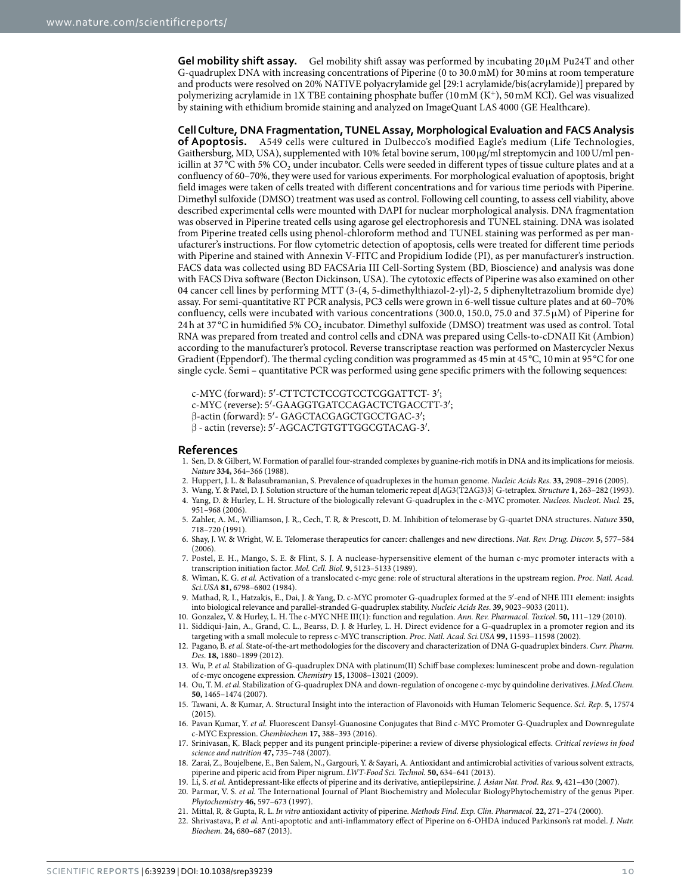**Gel mobility shift assay.** Gel mobility shift assay was performed by incubating 20 μM Pu24T and other G-quadruplex DNA with increasing concentrations of Piperine (0 to 30.0 mM) for 30 mins at room temperature and products were resolved on 20% NATIVE polyacrylamide gel [29:1 acrylamide/bis(acrylamide)] prepared by polymerizing acrylamide in 1X TBE containing phosphate buffer (10 mM ($K^+$), 50 mM KCl). Gel was visualized by staining with ethidium bromide staining and analyzed on ImageQuant LAS 4000 (GE Healthcare).

**Cell Culture, DNA Fragmentation, TUNEL Assay, Morphological Evaluation and FACS Analysis of Apoptosis.** A549 cells were cultured in Dulbecco's modified Eagle's medium (Life Technologies, Gaithersburg, MD, USA), supplemented with 10% fetal bovine serum, 100 μg/ml streptomycin and 100 U/ml penicillin at 37 °C with 5% $CO_2$ under incubator. Cells were seeded in different types of tissue culture plates and at a confluency of 60–70%, they were used for various experiments. For morphological evaluation of apoptosis, bright field images were taken of cells treated with different concentrations and for various time periods with Piperine. Dimethyl sulfoxide (DMSO) treatment was used as control. Following cell counting, to assess cell viability, above described experimental cells were mounted with DAPI for nuclear morphological analysis. DNA fragmentation was observed in Piperine treated cells using agarose gel electrophoresis and TUNEL staining. DNA was isolated from Piperine treated cells using phenol-chloroform method and TUNEL staining was performed as per manufacturer's instructions. For flow cytometric detection of apoptosis, cells were treated for different time periods with Piperine and stained with Annexin V-FITC and Propidium Iodide (PI), as per manufacturer's instruction. FACS data was collected using BD FACSAria III Cell-Sorting System (BD, Bioscience) and analysis was done with FACS Diva software (Becton Dickinson, USA). The cytotoxic effects of Piperine was also examined on other 04 cancer cell lines by performing MTT (3-(4, 5-dimethylthiazol-2-yl)-2, 5 diphenyltetrazolium bromide dye) assay. For semi-quantitative RT PCR analysis, PC3 cells were grown in 6-well tissue culture plates and at 60–70% confluency, cells were incubated with various concentrations (300.0, 150.0, 75.0 and 37.5 μM) of Piperine for 24 h at 37 °C in humidified 5% $CO_2$ incubator. Dimethyl sulfoxide (DMSO) treatment was used as control. Total RNA was prepared from treated and control cells and cDNA was prepared using Cells-to-cDNAII Kit (Ambion) according to the manufacturer's protocol. Reverse transcriptase reaction was performed on Mastercycler Nexus Gradient (Eppendorf). The thermal cycling condition was programmed as 45 min at 45 °C, 10 min at 95 °C for one single cycle. Semi – quantitative PCR was performed using gene specific primers with the following sequences:

c-MYC (forward): 5′-CTTCTCTCCGTCCTCGGATTCT- 3′;
c-MYC (reverse): 5′-GAAGGTGATCCAGACTCTGACCTT-3′;
β-actin (forward): 5′- GAGCTACGAGCTGCCTGAC-3′;
β - actin (reverse): 5′-AGCACTGTGTTGGCGTACAG-3′.

## References

1. Sen, D. & Gilbert, W. Formation of parallel four-stranded complexes by guanine-rich motifs in DNA and its implications for meiosis. *Nature* **334,** 364–366 (1988).
2. Huppert, J. L. & Balasubramanian, S. Prevalence of quadruplexes in the human genome. *Nucleic Acids Res*. **33,** 2908–2916 (2005).
3. Wang, Y. & Patel, D. J. Solution structure of the human telomeric repeat d[AG3(T2AG3)3] G-tetraplex. *Structure* **1,** 263–282 (1993).
4. Yang, D. & Hurley, L. H. Structure of the biologically relevant G-quadruplex in the c-MYC promoter. *Nucleos. Nucleot. Nucl.* **25,** 951–968 (2006).
5. Zahler, A. M., Williamson, J. R., Cech, T. R. & Prescott, D. M. Inhibition of telomerase by G-quartet DNA structures. *Nature* **350,** 718–720 (1991).
6. Shay, J. W. & Wright, W. E. Telomerase therapeutics for cancer: challenges and new directions. *Nat. Rev. Drug. Discov.* **5,** 577–584 (2006).
7. Postel, E. H., Mango, S. E. & Flint, S. J. A nuclease-hypersensitive element of the human c-myc promoter interacts with a transcription initiation factor. *Mol. Cell. Biol.* **9,** 5123–5133 (1989).
8. Wiman, K. G. *et al.* Activation of a translocated c-myc gene: role of structural alterations in the upstream region. *Proc. Natl. Acad. Sci.USA* **81,** 6798–6802 (1984).
9. Mathad, R. I., Hatzakis, E., Dai, J. & Yang, D. c-MYC promoter G-quadruplex formed at the 5′-end of NHE III1 element: insights into biological relevance and parallel-stranded G-quadruplex stability. *Nucleic Acids Res*. **39,** 9023–9033 (2011).
10. Gonzalez, V. & Hurley, L. H. The c-MYC NHE III(1): function and regulation. *Ann. Rev. Pharmacol. Toxicol*. **50,** 111–129 (2010).
11. Siddiqui-Jain, A., Grand, C. L., Bearss, D. J. & Hurley, L. H. Direct evidence for a G-quadruplex in a promoter region and its targeting with a small molecule to repress c-MYC transcription. *Proc. Natl. Acad. Sci.USA* **99,** 11593–11598 (2002).
12. Pagano, B. *et al.* State-of-the-art methodologies for the discovery and characterization of DNA G-quadruplex binders. *Curr. Pharm. Des*. **18,** 1880–1899 (2012).
13. Wu, P. *et al.* Stabilization of G-quadruplex DNA with platinum(II) Schiff base complexes: luminescent probe and down-regulation of c-myc oncogene expression. *Chemistry* **15,** 13008–13021 (2009).
14. Ou, T. M. *et al.* Stabilization of G-quadruplex DNA and down-regulation of oncogene c-myc by quindoline derivatives. *J.Med.Chem.* **50,** 1465–1474 (2007).
15. Tawani, A. & Kumar, A. Structural Insight into the interaction of Flavonoids with Human Telomeric Sequence. *Sci. Rep*. **5,** 17574 (2015).
16. Pavan Kumar, Y. *et al.* Fluorescent Dansyl-Guanosine Conjugates that Bind c-MYC Promoter G-Quadruplex and Downregulate c-MYC Expression. *Chembiochem* **17,** 388–393 (2016).
17. Srinivasan, K. Black pepper and its pungent principle-piperine: a review of diverse physiological effects. *Critical reviews in food science and nutrition* **47,** 735–748 (2007).
18. Zarai, Z., Boujelbene, E., Ben Salem, N., Gargouri, Y. & Sayari, A. Antioxidant and antimicrobial activities of various solvent extracts, piperine and piperic acid from Piper nigrum. *LWT-Food Sci. Technol.* **50,** 634–641 (2013).
19. Li, S. *et al.* Antidepressant-like effects of piperine and its derivative, antiepilepsirine. *J. Asian Nat. Prod. Res.* **9,** 421–430 (2007).
20. Parmar, V. S. *et al.* The International Journal of Plant Biochemistry and Molecular BiologyPhytochemistry of the genus Piper. *Phytochemistry* **46,** 597–673 (1997).
21. Mittal, R. & Gupta, R. L. *In vitro* antioxidant activity of piperine. *Methods Find. Exp. Clin. Pharmacol.* **22,** 271–274 (2000).
22. Shrivastava, P. *et al.* Anti-apoptotic and anti-inflammatory effect of Piperine on 6-OHDA induced Parkinson's rat model. *J. Nutr. Biochem.* **24,** 680–687 (2013).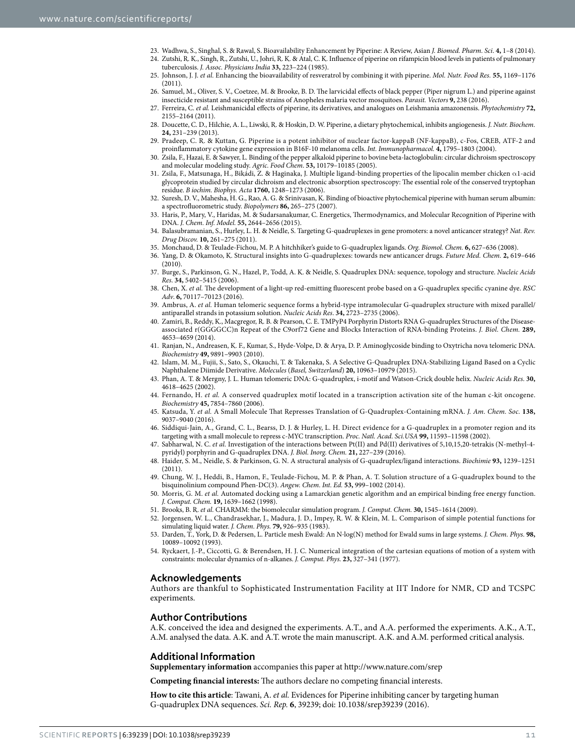23. Wadhwa, S., Singhal, S. & Rawal, S. Bioavailability Enhancement by Piperine: A Review, Asian *J. Biomed. Pharm. Sci*. **4,** 1–8 (2014).
24. Zutshi, R. K., Singh, R., Zutshi, U., Johri, R. K. & Atal, C. K. Influence of piperine on rifampicin blood levels in patients of pulmonary tuberculosis. *J. Assoc. Physicians India* **33,** 223–224 (1985).
25. Johnson, J. J. *et al.* Enhancing the bioavailability of resveratrol by combining it with piperine. *Mol. Nutr. Food Res.* **55,** 1169–1176 (2011).
26. Samuel, M., Oliver, S. V., Coetzee, M. & Brooke, B. D. The larvicidal effects of black pepper (Piper nigrum L.) and piperine against insecticide resistant and susceptible strains of Anopheles malaria vector mosquitoes. *Parasit. Vectors* **9,** 238 (2016).
27. Ferreira, C. *et al.* Leishmanicidal effects of piperine, its derivatives, and analogues on Leishmania amazonensis. *Phytochemistry* **72,** 2155–2164 (2011).
28. Doucette, C. D., Hilchie, A. L., Liwski, R. & Hoskin, D. W. Piperine, a dietary phytochemical, inhibits angiogenesis. *J. Nutr. Biochem.* **24,** 231–239 (2013).
29. Pradeep, C. R. & Kuttan, G. Piperine is a potent inhibitor of nuclear factor-kappaB (NF-kappaB), c-Fos, CREB, ATF-2 and proinflammatory cytokine gene expression in B16F-10 melanoma cells. *Int. Immunopharmacol.* **4,** 1795–1803 (2004).
30. Zsila, F., Hazai, E. & Sawyer, L. Binding of the pepper alkaloid piperine to bovine beta-lactoglobulin: circular dichroism spectroscopy and molecular modeling study. *Agric. Food Chem*. **53,** 10179–10185 (2005).
31. Zsila, F., Matsunaga, H., Bikádi, Z. & Haginaka, J. Multiple ligand-binding properties of the lipocalin member chicken α1-acid glycoprotein studied by circular dichroism and electronic absorption spectroscopy: The essential role of the conserved tryptophan residue. *B iochim. Biophys. Acta* **1760,** 1248–1273 (2006).
32. Suresh, D. V., Mahesha, H. G., Rao, A. G. & Srinivasan, K. Binding of bioactive phytochemical piperine with human serum albumin: a spectrofluorometric study. *Biopolymers* **86,** 265–275 (2007).
33. Haris, P., Mary, V., Haridas, M. & Sudarsanakumar, C. Energetics, Thermodynamics, and Molecular Recognition of Piperine with DNA. *J. Chem. Inf. Model.* **55,** 2644–2656 (2015).
34. Balasubramanian, S., Hurley, L. H. & Neidle, S. Targeting G-quadruplexes in gene promoters: a novel anticancer strategy? *Nat. Rev. Drug Discov.* **10,** 261–275 (2011).
35. Monchaud, D. & Teulade-Fichou, M. P. A hitchhiker's guide to G-quadruplex ligands. *Org. Biomol. Chem.* **6,** 627–636 (2008).
36. Yang, D. & Okamoto, K. Structural insights into G-quadruplexes: towards new anticancer drugs. *Future Med. Chem.* **2,** 619–646 (2010).
37. Burge, S., Parkinson, G. N., Hazel, P., Todd, A. K. & Neidle, S. Quadruplex DNA: sequence, topology and structure. *Nucleic Acids Res*. **34,** 5402–5415 (2006).
38. Chen, X. *et al.* The development of a light-up red-emitting fluorescent probe based on a G-quadruplex specific cyanine dye. *RSC Adv*. **6,** 70117–70123 (2016).
39. Ambrus, A. *et al.* Human telomeric sequence forms a hybrid-type intramolecular G-quadruplex structure with mixed parallel/antiparallel strands in potassium solution. *Nucleic Acids Res*. **34,** 2723–2735 (2006).
40. Zamiri, B., Reddy, K., Macgregor, R. B. & Pearson, C. E. TMPyP4 Porphyrin Distorts RNA G-quadruplex Structures of the Disease-associated r(GGGGCC)n Repeat of the C9orf72 Gene and Blocks Interaction of RNA-binding Proteins. *J. Biol. Chem.* **289,** 4653–4659 (2014).
41. Ranjan, N., Andreasen, K. F., Kumar, S., Hyde-Volpe, D. & Arya, D. P. Aminoglycoside binding to Oxytricha nova telomeric DNA. *Biochemistry* **49,** 9891–9903 (2010).
42. Islam, M. M., Fujii, S., Sato, S., Okauchi, T. & Takenaka, S. A Selective G-Quadruplex DNA-Stabilizing Ligand Based on a Cyclic Naphthalene Diimide Derivative. *Molecules* (*Basel, Switzerland*) **20,** 10963–10979 (2015).
43. Phan, A. T. & Mergny, J. L. Human telomeric DNA: G-quadruplex, i-motif and Watson-Crick double helix. *Nucleic Acids Res.* **30,** 4618–4625 (2002).
44. Fernando, H. *et al.* A conserved quadruplex motif located in a transcription activation site of the human c-kit oncogene. *Biochemistry* **45,** 7854–7860 (2006).
45. Katsuda, Y. *et al.* A Small Molecule That Represses Translation of G-Quadruplex-Containing mRNA. *J. Am. Chem. Soc.* **138,** 9037–9040 (2016).
46. Siddiqui-Jain, A., Grand, C. L., Bearss, D. J. & Hurley, L. H. Direct evidence for a G-quadruplex in a promoter region and its targeting with a small molecule to repress c-MYC transcription. *Proc. Natl. Acad. Sci.USA* **99,** 11593–11598 (2002).
47. Sabharwal, N. C. *et al.* Investigation of the interactions between Pt(II) and Pd(II) derivatives of 5,10,15,20-tetrakis (N-methyl-4-pyridyl) porphyrin and G-quadruplex DNA. *J. Biol. Inorg. Chem.* **21,** 227–239 (2016).
48. Haider, S. M., Neidle, S. & Parkinson, G. N. A structural analysis of G-quadruplex/ligand interactions. *Biochimie* **93,** 1239–1251 (2011).
49. Chung, W. J., Heddi, B., Hamon, F., Teulade-Fichou, M. P. & Phan, A. T. Solution structure of a G-quadruplex bound to the bisquinolinium compound Phen-DC(3). *Angew. Chem. Int. Ed.* **53,** 999–1002 (2014).
50. Morris, G. M. *et al.* Automated docking using a Lamarckian genetic algorithm and an empirical binding free energy function. *J. Comput. Chem.* **19,** 1639–1662 (1998).
51. Brooks, B. R. *et al.* CHARMM: the biomolecular simulation program. *J. Comput. Chem.* **30,** 1545–1614 (2009).
52. Jorgensen, W. L., Chandrasekhar, J., Madura, J. D., Impey, R. W. & Klein, M. L. Comparison of simple potential functions for simulating liquid water. *J. Chem. Phys.* **79,** 926–935 (1983).
53. Darden, T., York, D. & Pedersen, L. Particle mesh Ewald: An N·log(N) method for Ewald sums in large systems. *J. Chem. Phys.* **98,** 10089–10092 (1993).
54. Ryckaert, J.-P., Ciccotti, G. & Berendsen, H. J. C. Numerical integration of the cartesian equations of motion of a system with constraints: molecular dynamics of n-alkanes. *J. Comput. Phys.* **23,** 327–341 (1977).

## Acknowledgements

Authors are thankful to Sophisticated Instrumentation Facility at IIT Indore for NMR, CD and TCSPC experiments.

## Author Contributions

A.K. conceived the idea and designed the experiments. A.T., and A.A. performed the experiments. A.K., A.T., A.M. analysed the data. A.K. and A.T. wrote the main manuscript. A.K. and A.M. performed critical analysis.

## Additional Information

**Supplementary information** accompanies this paper at http://www.nature.com/srep

**Competing financial interests:** The authors declare no competing financial interests.

**How to cite this article**: Tawani, A. *et al.* Evidences for Piperine inhibiting cancer by targeting human G-quadruplex DNA sequences. *Sci. Rep.* **6**, 39239; doi: 10.1038/srep39239 (2016).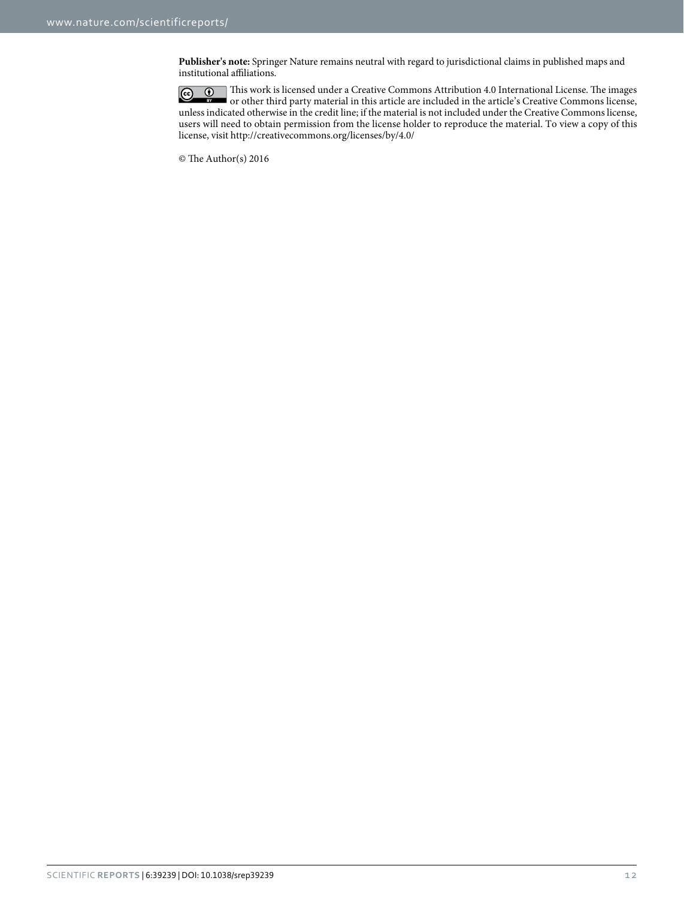**Publisher's note:** Springer Nature remains neutral with regard to jurisdictional claims in published maps and institutional affiliations.

This work is licensed under a Creative Commons Attribution 4.0 International License. The images or other third party material in this article are included in the article's Creative Commons license, unless indicated otherwise in the credit line; if the material is not included under the Creative Commons license, users will need to obtain permission from the license holder to reproduce the material. To view a copy of this license, visit http://creativecommons.org/licenses/by/4.0/

© The Author(s) 2016